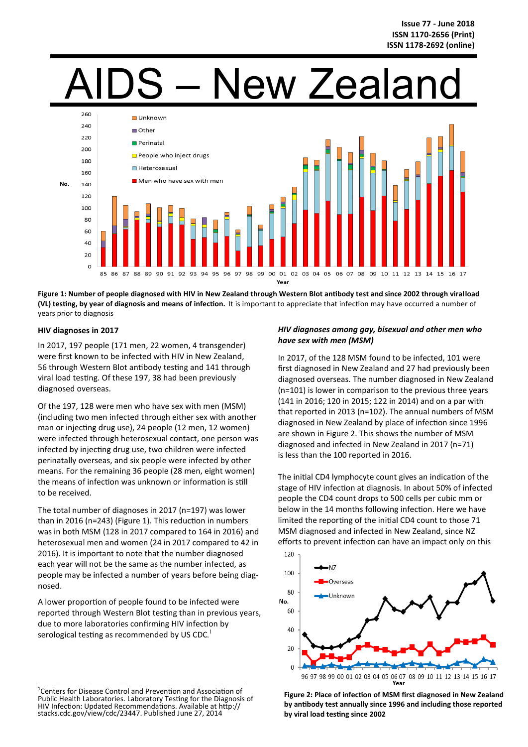Issue 77 - June 2018
ISSN 1170-2656 (Print)
ISSN 1178-2692 (online)

# AIDS – New Zealand

**Figure 1: Number of people diagnosed with HIV in New Zealand through Western Blot antibody test and since 2002 through viralload (VL) testing, by year of diagnosis and means of infection.** It is important to appreciate that infection may have occurred a number of years prior to diagnosis

## HIV diagnoses in 2017

In 2017, 197 people (171 men, 22 women, 4 transgender) were first known to be infected with HIV in New Zealand, 56 through Western Blot antibody testing and 141 through viral load testing. Of these 197, 38 had been previously diagnosed overseas.

Of the 197, 128 were men who have sex with men (MSM) (including two men infected through either sex with another man or injecting drug use), 24 people (12 men, 12 women) were infected through heterosexual contact, one person was infected by injecting drug use, two children were infected perinatally overseas, and six people were infected by other means. For the remaining 36 people (28 men, eight women) the means of infection was unknown or information is still to be received.

The total number of diagnoses in 2017 (n=197) was lower than in 2016 (n=243) (Figure 1). This reduction in numbers was in both MSM (128 in 2017 compared to 164 in 2016) and heterosexual men and women (24 in 2017 compared to 42 in 2016). It is important to note that the number diagnosed each year will not be the same as the number infected, as people may be infected a number of years before being diagnosed.

A lower proportion of people found to be infected were reported through Western Blot testing than in previous years, due to more laboratories confirming HIV infection by serological testing as recommended by US CDC.[1]

### *HIV diagnoses among gay, bisexual and other men who have sex with men (MSM)*

In 2017, of the 128 MSM found to be infected, 101 were first diagnosed in New Zealand and 27 had previously been diagnosed overseas. The number diagnosed in New Zealand (n=101) is lower in comparison to the previous three years (141 in 2016; 120 in 2015; 122 in 2014) and on a par with that reported in 2013 (n=102). The annual numbers of MSM diagnosed in New Zealand by place of infection since 1996 are shown in Figure 2. This shows the number of MSM diagnosed and infected in New Zealand in 2017 (n=71) is less than the 100 reported in 2016.

The initial CD4 lymphocyte count gives an indication of the stage of HIV infection at diagnosis. In about 50% of infected people the CD4 count drops to 500 cells per cubic mm or below in the 14 months following infection. Here we have limited the reporting of the initial CD4 count to those 71 MSM diagnosed and infected in New Zealand, since NZ efforts to prevent infection can have an impact only on this

**Figure 2: Place of infection of MSM first diagnosed in New Zealand by antibody test annually since 1996 and including those reported by viral load testing since 2002**

[1]Centers for Disease Control and Prevention and Association of Public Health Laboratories. Laboratory Testing for the Diagnosis of HIV Infection: Updated Recommendations. Available at http://stacks.cdc.gov/view/cdc/23447. Published June 27, 2014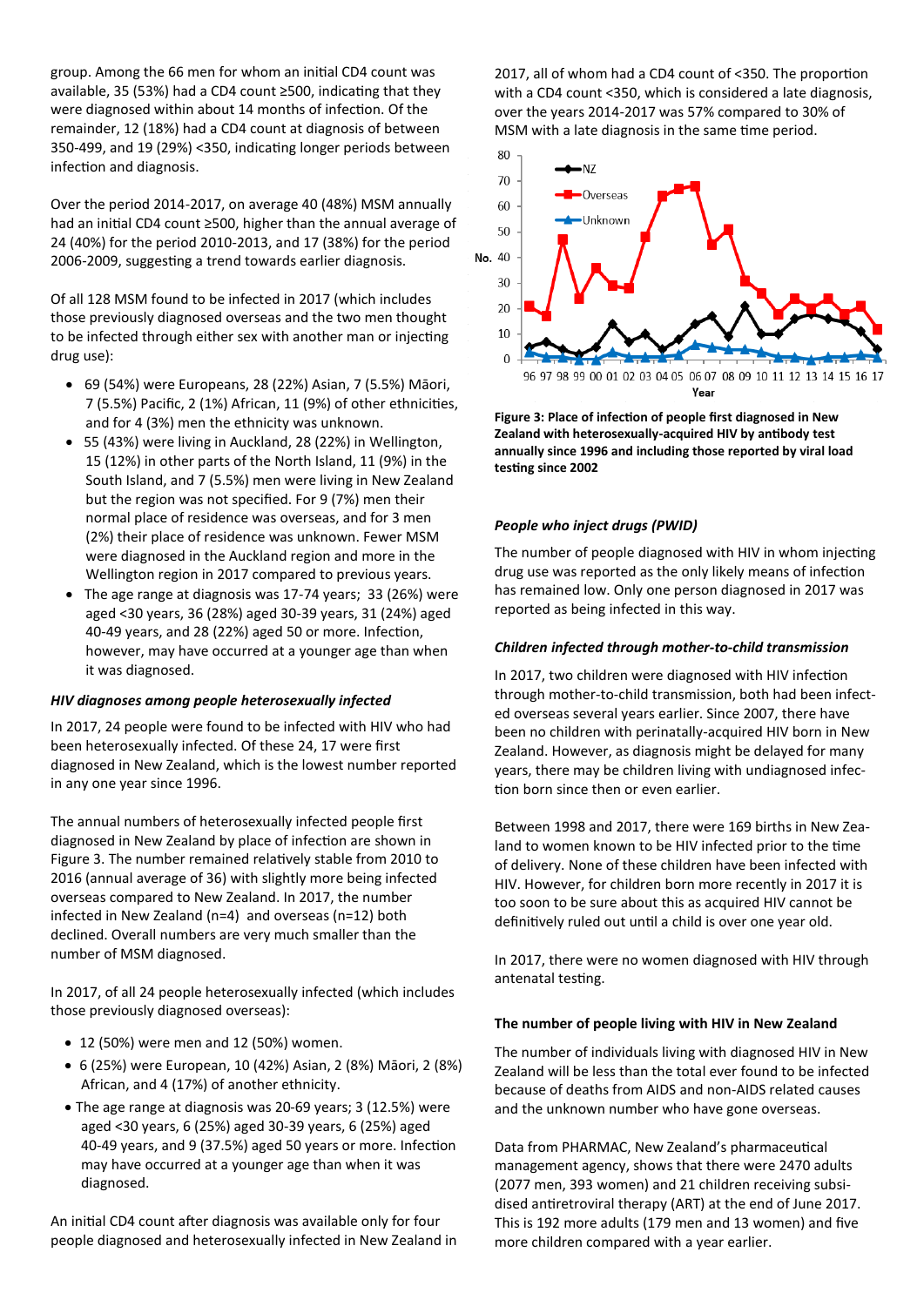group. Among the 66 men for whom an initial CD4 count was available, 35 (53%) had a CD4 count ≥500, indicating that they were diagnosed within about 14 months of infection. Of the remainder, 12 (18%) had a CD4 count at diagnosis of between 350-499, and 19 (29%) <350, indicating longer periods between infection and diagnosis.

Over the period 2014-2017, on average 40 (48%) MSM annually had an initial CD4 count ≥500, higher than the annual average of 24 (40%) for the period 2010-2013, and 17 (38%) for the period 2006-2009, suggesting a trend towards earlier diagnosis.

Of all 128 MSM found to be infected in 2017 (which includes those previously diagnosed overseas and the two men thought to be infected through either sex with another man or injecting drug use):

- 69 (54%) were Europeans, 28 (22%) Asian, 7 (5.5%) Māori, 7 (5.5%) Pacific, 2 (1%) African, 11 (9%) of other ethnicities, and for 4 (3%) men the ethnicity was unknown.
- 55 (43%) were living in Auckland, 28 (22%) in Wellington, 15 (12%) in other parts of the North Island, 11 (9%) in the South Island, and 7 (5.5%) men were living in New Zealand but the region was not specified. For 9 (7%) men their normal place of residence was overseas, and for 3 men (2%) their place of residence was unknown. Fewer MSM were diagnosed in the Auckland region and more in the Wellington region in 2017 compared to previous years.
- The age range at diagnosis was 17-74 years; 33 (26%) were aged <30 years, 36 (28%) aged 30-39 years, 31 (24%) aged 40-49 years, and 28 (22%) aged 50 or more. Infection, however, may have occurred at a younger age than when it was diagnosed.

### *HIV diagnoses among people heterosexually infected*

In 2017, 24 people were found to be infected with HIV who had been heterosexually infected. Of these 24, 17 were first diagnosed in New Zealand, which is the lowest number reported in any one year since 1996.

The annual numbers of heterosexually infected people first diagnosed in New Zealand by place of infection are shown in Figure 3. The number remained relatively stable from 2010 to 2016 (annual average of 36) with slightly more being infected overseas compared to New Zealand. In 2017, the number infected in New Zealand (n=4) and overseas (n=12) both declined. Overall numbers are very much smaller than the number of MSM diagnosed.

In 2017, of all 24 people heterosexually infected (which includes those previously diagnosed overseas):

- 12 (50%) were men and 12 (50%) women.
- 6 (25%) were European, 10 (42%) Asian, 2 (8%) Māori, 2 (8%) African, and 4 (17%) of another ethnicity.
- The age range at diagnosis was 20-69 years; 3 (12.5%) were aged <30 years, 6 (25%) aged 30-39 years, 6 (25%) aged 40-49 years, and 9 (37.5%) aged 50 years or more. Infection may have occurred at a younger age than when it was diagnosed.

An initial CD4 count after diagnosis was available only for four people diagnosed and heterosexually infected in New Zealand in 2017, all of whom had a CD4 count of <350. The proportion with a CD4 count <350, which is considered a late diagnosis, over the years 2014-2017 was 57% compared to 30% of MSM with a late diagnosis in the same time period.

**Figure 3: Place of infection of people first diagnosed in New Zealand with heterosexually-acquired HIV by antibody test annually since 1996 and including those reported by viral load testing since 2002**

### *People who inject drugs (PWID)*

The number of people diagnosed with HIV in whom injecting drug use was reported as the only likely means of infection has remained low. Only one person diagnosed in 2017 was reported as being infected in this way.

### *Children infected through mother-to-child transmission*

In 2017, two children were diagnosed with HIV infection through mother-to-child transmission, both had been infected overseas several years earlier. Since 2007, there have been no children with perinatally-acquired HIV born in New Zealand. However, as diagnosis might be delayed for many years, there may be children living with undiagnosed infection born since then or even earlier.

Between 1998 and 2017, there were 169 births in New Zealand to women known to be HIV infected prior to the time of delivery. None of these children have been infected with HIV. However, for children born more recently in 2017 it is too soon to be sure about this as acquired HIV cannot be definitively ruled out until a child is over one year old.

In 2017, there were no women diagnosed with HIV through antenatal testing.

### **The number of people living with HIV in New Zealand**

The number of individuals living with diagnosed HIV in New Zealand will be less than the total ever found to be infected because of deaths from AIDS and non-AIDS related causes and the unknown number who have gone overseas.

Data from PHARMAC, New Zealand's pharmaceutical management agency, shows that there were 2470 adults (2077 men, 393 women) and 21 children receiving subsidised antiretroviral therapy (ART) at the end of June 2017. This is 192 more adults (179 men and 13 women) and five more children compared with a year earlier.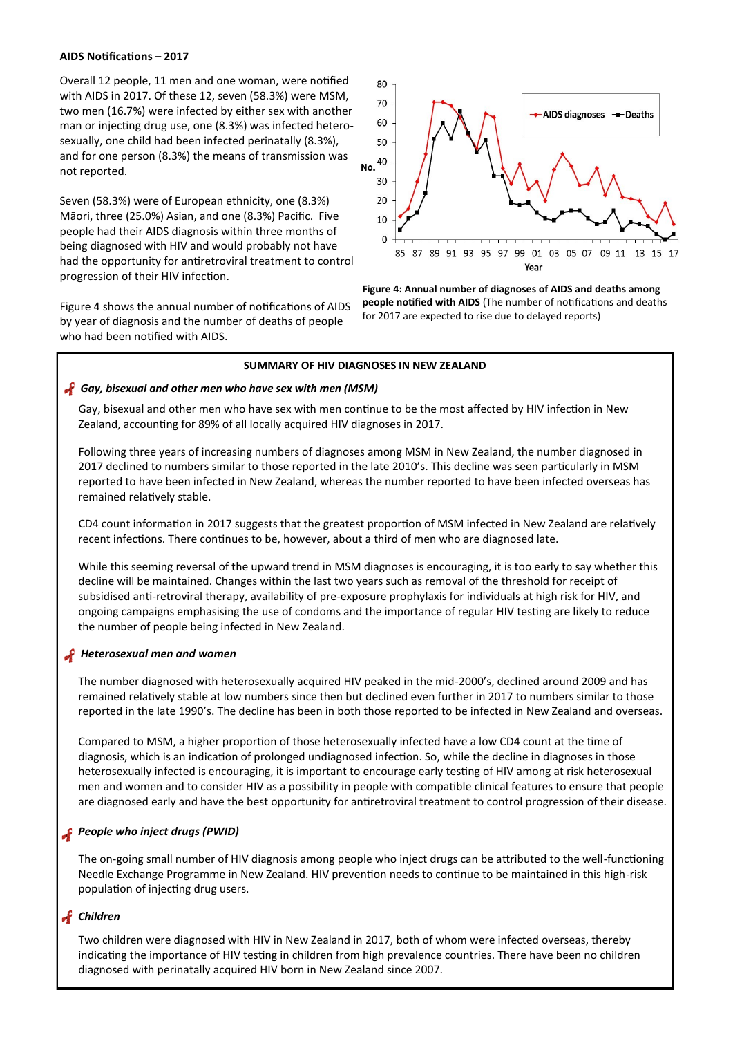**AIDS Notifications – 2017**

Overall 12 people, 11 men and one woman, were notified with AIDS in 2017. Of these 12, seven (58.3%) were MSM, two men (16.7%) were infected by either sex with another man or injecting drug use, one (8.3%) was infected hetero-sexually, one child had been infected perinatally (8.3%), and for one person (8.3%) the means of transmission was not reported.

Seven (58.3%) were of European ethnicity, one (8.3%) Māori, three (25.0%) Asian, and one (8.3%) Pacific. Five people had their AIDS diagnosis within three months of being diagnosed with HIV and would probably not have had the opportunity for antiretroviral treatment to control progression of their HIV infection.

Figure 4 shows the annual number of notifications of AIDS by year of diagnosis and the number of deaths of people who had been notified with AIDS.

**Figure 4: Annual number of diagnoses of AIDS and deaths among people notified with AIDS** (The number of notifications and deaths for 2017 are expected to rise due to delayed reports)

**SUMMARY OF HIV DIAGNOSES IN NEW ZEALAND**

***Gay, bisexual and other men who have sex with men (MSM)***

Gay, bisexual and other men who have sex with men continue to be the most affected by HIV infection in New Zealand, accounting for 89% of all locally acquired HIV diagnoses in 2017.

Following three years of increasing numbers of diagnoses among MSM in New Zealand, the number diagnosed in 2017 declined to numbers similar to those reported in the late 2010's. This decline was seen particularly in MSM reported to have been infected in New Zealand, whereas the number reported to have been infected overseas has remained relatively stable.

CD4 count information in 2017 suggests that the greatest proportion of MSM infected in New Zealand are relatively recent infections. There continues to be, however, about a third of men who are diagnosed late.

While this seeming reversal of the upward trend in MSM diagnoses is encouraging, it is too early to say whether this decline will be maintained. Changes within the last two years such as removal of the threshold for receipt of subsidised anti-retroviral therapy, availability of pre-exposure prophylaxis for individuals at high risk for HIV, and ongoing campaigns emphasising the use of condoms and the importance of regular HIV testing are likely to reduce the number of people being infected in New Zealand.

***Heterosexual men and women***

The number diagnosed with heterosexually acquired HIV peaked in the mid-2000's, declined around 2009 and has remained relatively stable at low numbers since then but declined even further in 2017 to numbers similar to those reported in the late 1990's. The decline has been in both those reported to be infected in New Zealand and overseas.

Compared to MSM, a higher proportion of those heterosexually infected have a low CD4 count at the time of diagnosis, which is an indication of prolonged undiagnosed infection. So, while the decline in diagnoses in those heterosexually infected is encouraging, it is important to encourage early testing of HIV among at risk heterosexual men and women and to consider HIV as a possibility in people with compatible clinical features to ensure that people are diagnosed early and have the best opportunity for antiretroviral treatment to control progression of their disease.

***People who inject drugs (PWID)***

The on-going small number of HIV diagnosis among people who inject drugs can be attributed to the well-functioning Needle Exchange Programme in New Zealand. HIV prevention needs to continue to be maintained in this high-risk population of injecting drug users.

***Children***

Two children were diagnosed with HIV in New Zealand in 2017, both of whom were infected overseas, thereby indicating the importance of HIV testing in children from high prevalence countries. There have been no children diagnosed with perinatally acquired HIV born in New Zealand since 2007.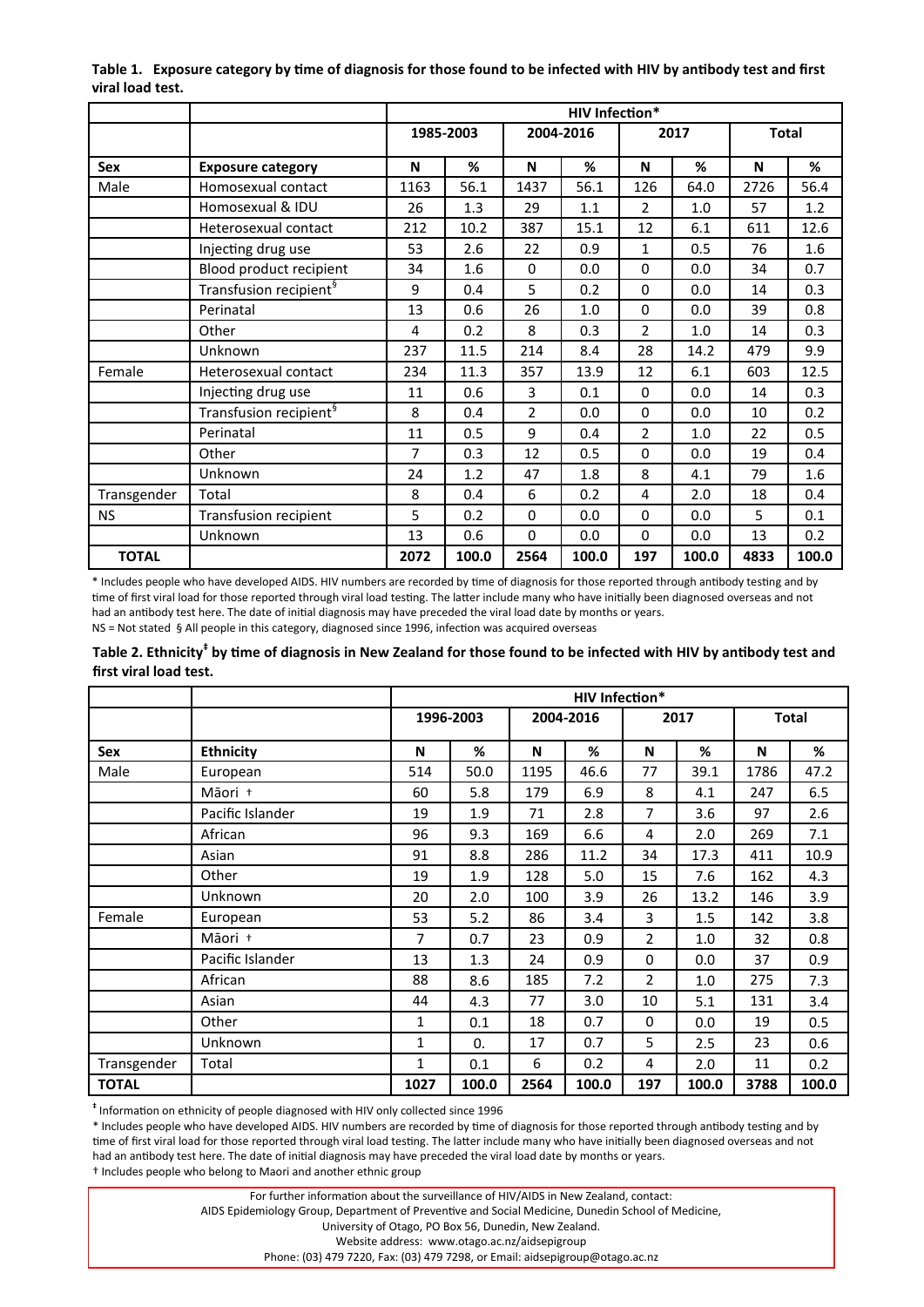**Table 1. Exposure category by time of diagnosis for those found to be infected with HIV by antibody test and first viral load test.**

| | | HIV Infection* | | | | | | | |
|---|---|---|---|---|---|---|---|---|---|
| | | 1985-2003 | | 2004-2016 | | 2017 | | Total | |
| **Sex** | **Exposure category** | **N** | **%** | **N** | **%** | **N** | **%** | **N** | **%** |
| Male | Homosexual contact | 1163 | 56.1 | 1437 | 56.1 | 126 | 64.0 | 2726 | 56.4 |
| | Homosexual & IDU | 26 | 1.3 | 29 | 1.1 | 2 | 1.0 | 57 | 1.2 |
| | Heterosexual contact | 212 | 10.2 | 387 | 15.1 | 12 | 6.1 | 611 | 12.6 |
| | Injecting drug use | 53 | 2.6 | 22 | 0.9 | 1 | 0.5 | 76 | 1.6 |
| | Blood product recipient | 34 | 1.6 | 0 | 0.0 | 0 | 0.0 | 34 | 0.7 |
| | Transfusion recipient§ | 9 | 0.4 | 5 | 0.2 | 0 | 0.0 | 14 | 0.3 |
| | Perinatal | 13 | 0.6 | 26 | 1.0 | 0 | 0.0 | 39 | 0.8 |
| | Other | 4 | 0.2 | 8 | 0.3 | 2 | 1.0 | 14 | 0.3 |
| | Unknown | 237 | 11.5 | 214 | 8.4 | 28 | 14.2 | 479 | 9.9 |
| Female | Heterosexual contact | 234 | 11.3 | 357 | 13.9 | 12 | 6.1 | 603 | 12.5 |
| | Injecting drug use | 11 | 0.6 | 3 | 0.1 | 0 | 0.0 | 14 | 0.3 |
| | Transfusion recipient§ | 8 | 0.4 | 2 | 0.0 | 0 | 0.0 | 10 | 0.2 |
| | Perinatal | 11 | 0.5 | 9 | 0.4 | 2 | 1.0 | 22 | 0.5 |
| | Other | 7 | 0.3 | 12 | 0.5 | 0 | 0.0 | 19 | 0.4 |
| | Unknown | 24 | 1.2 | 47 | 1.8 | 8 | 4.1 | 79 | 1.6 |
| Transgender | Total | 8 | 0.4 | 6 | 0.2 | 4 | 2.0 | 18 | 0.4 |
| NS | Transfusion recipient | 5 | 0.2 | 0 | 0.0 | 0 | 0.0 | 5 | 0.1 |
| | Unknown | 13 | 0.6 | 0 | 0.0 | 0 | 0.0 | 13 | 0.2 |
| **TOTAL** | | **2072** | **100.0** | **2564** | **100.0** | **197** | **100.0** | **4833** | **100.0** |

\* Includes people who have developed AIDS. HIV numbers are recorded by time of diagnosis for those reported through antibody testing and by time of first viral load for those reported through viral load testing. The latter include many who have initially been diagnosed overseas and not had an antibody test here. The date of initial diagnosis may have preceded the viral load date by months or years.

NS = Not stated § All people in this category, diagnosed since 1996, infection was acquired overseas

**Table 2. Ethnicity‡ by time of diagnosis in New Zealand for those found to be infected with HIV by antibody test and first viral load test.**

| | | HIV Infection* | | | | | | | |
|---|---|---|---|---|---|---|---|---|---|
| | | 1996-2003 | | 2004-2016 | | 2017 | | Total | |
| **Sex** | **Ethnicity** | **N** | **%** | **N** | **%** | **N** | **%** | **N** | **%** |
| Male | European | 514 | 50.0 | 1195 | 46.6 | 77 | 39.1 | 1786 | 47.2 |
| | Māori † | 60 | 5.8 | 179 | 6.9 | 8 | 4.1 | 247 | 6.5 |
| | Pacific Islander | 19 | 1.9 | 71 | 2.8 | 7 | 3.6 | 97 | 2.6 |
| | African | 96 | 9.3 | 169 | 6.6 | 4 | 2.0 | 269 | 7.1 |
| | Asian | 91 | 8.8 | 286 | 11.2 | 34 | 17.3 | 411 | 10.9 |
| | Other | 19 | 1.9 | 128 | 5.0 | 15 | 7.6 | 162 | 4.3 |
| | Unknown | 20 | 2.0 | 100 | 3.9 | 26 | 13.2 | 146 | 3.9 |
| Female | European | 53 | 5.2 | 86 | 3.4 | 3 | 1.5 | 142 | 3.8 |
| | Māori † | 7 | 0.7 | 23 | 0.9 | 2 | 1.0 | 32 | 0.8 |
| | Pacific Islander | 13 | 1.3 | 24 | 0.9 | 0 | 0.0 | 37 | 0.9 |
| | African | 88 | 8.6 | 185 | 7.2 | 2 | 1.0 | 275 | 7.3 |
| | Asian | 44 | 4.3 | 77 | 3.0 | 10 | 5.1 | 131 | 3.4 |
| | Other | 1 | 0.1 | 18 | 0.7 | 0 | 0.0 | 19 | 0.5 |
| | Unknown | 1 | 0. | 17 | 0.7 | 5 | 2.5 | 23 | 0.6 |
| Transgender | Total | 1 | 0.1 | 6 | 0.2 | 4 | 2.0 | 11 | 0.2 |
| **TOTAL** | | **1027** | **100.0** | **2564** | **100.0** | **197** | **100.0** | **3788** | **100.0** |

‡ Information on ethnicity of people diagnosed with HIV only collected since 1996

\* Includes people who have developed AIDS. HIV numbers are recorded by time of diagnosis for those reported through antibody testing and by time of first viral load for those reported through viral load testing. The latter include many who have initially been diagnosed overseas and not had an antibody test here. The date of initial diagnosis may have preceded the viral load date by months or years.

† Includes people who belong to Maori and another ethnic group

For further information about the surveillance of HIV/AIDS in New Zealand, contact:
AIDS Epidemiology Group, Department of Preventive and Social Medicine, Dunedin School of Medicine,
University of Otago, PO Box 56, Dunedin, New Zealand.
Website address: www.otago.ac.nz/aidsepigroup
Phone: (03) 479 7220, Fax: (03) 479 7298, or Email: aidsepigroup@otago.ac.nz